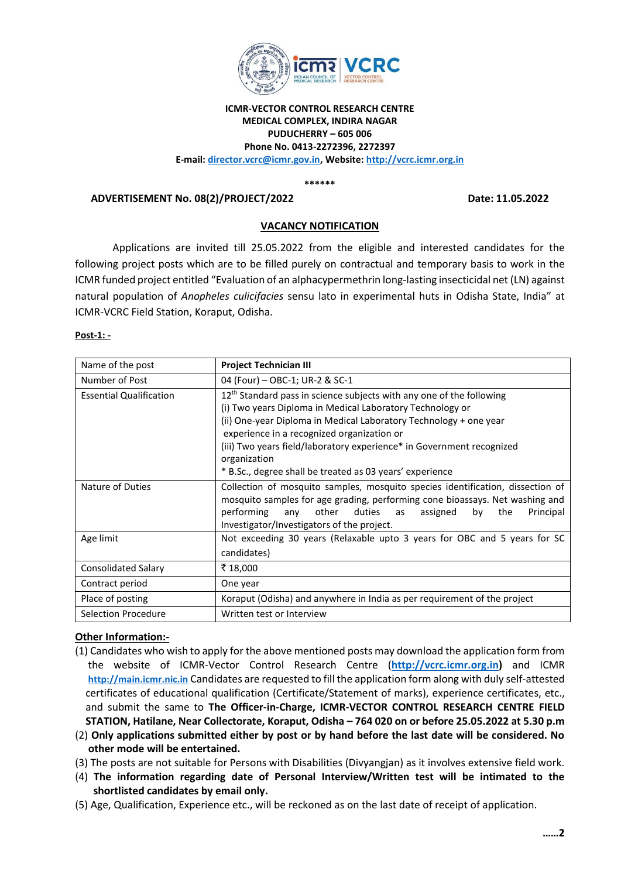**ICMR-VECTOR CONTROL RESEARCH CENTRE**
**MEDICAL COMPLEX, INDIRA NAGAR**
**PUDUCHERRY – 605 006**
**Phone No. 0413-2272396, 2272397**
**E-mail: director.vcrc@icmr.gov.in, Website: http://vcrc.icmr.org.in**

******

**ADVERTISEMENT No. 08(2)/PROJECT/2022** **Date: 11.05.2022**

## VACANCY NOTIFICATION

Applications are invited till 25.05.2022 from the eligible and interested candidates for the following project posts which are to be filled purely on contractual and temporary basis to work in the ICMR funded project entitled "Evaluation of an alphacypermethrin long-lasting insecticidal net (LN) against natural population of *Anopheles culicifacies* sensu lato in experimental huts in Odisha State, India" at ICMR-VCRC Field Station, Koraput, Odisha.

**Post-1: -**

| Name of the post | **Project Technician III** |
|---|---|
| Number of Post | 04 (Four) – OBC-1; UR-2 & SC-1 |
| Essential Qualification | 12th Standard pass in science subjects with any one of the following<br>(i) Two years Diploma in Medical Laboratory Technology or<br>(ii) One-year Diploma in Medical Laboratory Technology + one year experience in a recognized organization or<br>(iii) Two years field/laboratory experience* in Government recognized organization<br>* B.Sc., degree shall be treated as 03 years' experience |
| Nature of Duties | Collection of mosquito samples, mosquito species identification, dissection of mosquito samples for age grading, performing cone bioassays. Net washing and performing any other duties as assigned by the Principal Investigator/Investigators of the project. |
| Age limit | Not exceeding 30 years (Relaxable upto 3 years for OBC and 5 years for SC candidates) |
| Consolidated Salary | ₹ 18,000 |
| Contract period | One year |
| Place of posting | Koraput (Odisha) and anywhere in India as per requirement of the project |
| Selection Procedure | Written test or Interview |

**Other Information:-**

(1) Candidates who wish to apply for the above mentioned posts may download the application form from the website of ICMR-Vector Control Research Centre (**http://vcrc.icmr.org.in**) and ICMR **http://main.icmr.nic.in** Candidates are requested to fill the application form along with duly self-attested certificates of educational qualification (Certificate/Statement of marks), experience certificates, etc., and submit the same to **The Officer-in-Charge, ICMR-VECTOR CONTROL RESEARCH CENTRE FIELD STATION, Hatilane, Near Collectorate, Koraput, Odisha – 764 020 on or before 25.05.2022 at 5.30 p.m**

(2) **Only applications submitted either by post or by hand before the last date will be considered. No other mode will be entertained.**

(3) The posts are not suitable for Persons with Disabilities (Divyangjan) as it involves extensive field work.

(4) **The information regarding date of Personal Interview/Written test will be intimated to the shortlisted candidates by email only.**

(5) Age, Qualification, Experience etc., will be reckoned as on the last date of receipt of application.

**……2**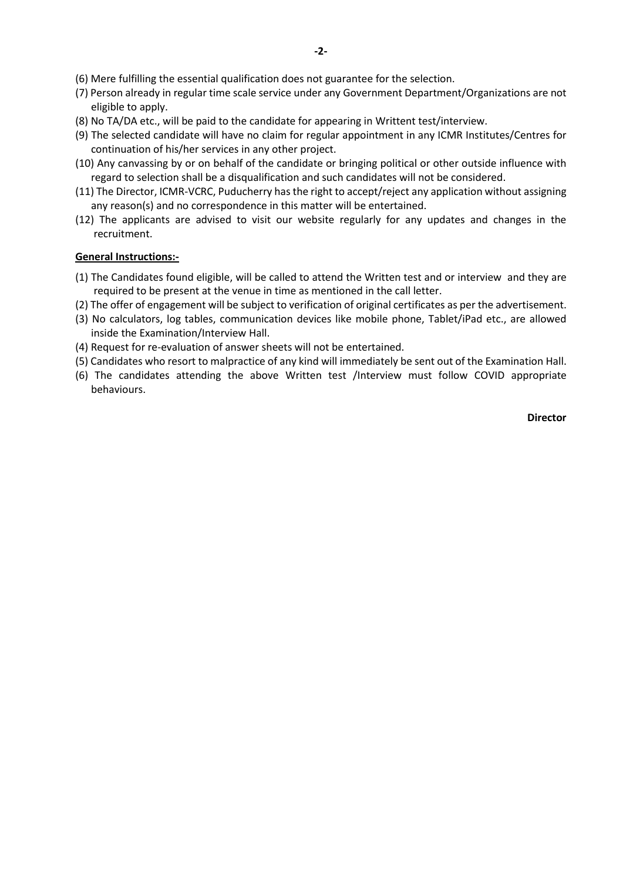(6) Mere fulfilling the essential qualification does not guarantee for the selection.

(7) Person already in regular time scale service under any Government Department/Organizations are not eligible to apply.

(8) No TA/DA etc., will be paid to the candidate for appearing in Writtent test/interview.

(9) The selected candidate will have no claim for regular appointment in any ICMR Institutes/Centres for continuation of his/her services in any other project.

(10) Any canvassing by or on behalf of the candidate or bringing political or other outside influence with regard to selection shall be a disqualification and such candidates will not be considered.

(11) The Director, ICMR-VCRC, Puducherry has the right to accept/reject any application without assigning any reason(s) and no correspondence in this matter will be entertained.

(12) The applicants are advised to visit our website regularly for any updates and changes in the recruitment.

**General Instructions:-**

(1) The Candidates found eligible, will be called to attend the Written test and or interview and they are required to be present at the venue in time as mentioned in the call letter.

(2) The offer of engagement will be subject to verification of original certificates as per the advertisement.

(3) No calculators, log tables, communication devices like mobile phone, Tablet/iPad etc., are allowed inside the Examination/Interview Hall.

(4) Request for re-evaluation of answer sheets will not be entertained.

(5) Candidates who resort to malpractice of any kind will immediately be sent out of the Examination Hall.

(6) The candidates attending the above Written test /Interview must follow COVID appropriate behaviours.

**Director**